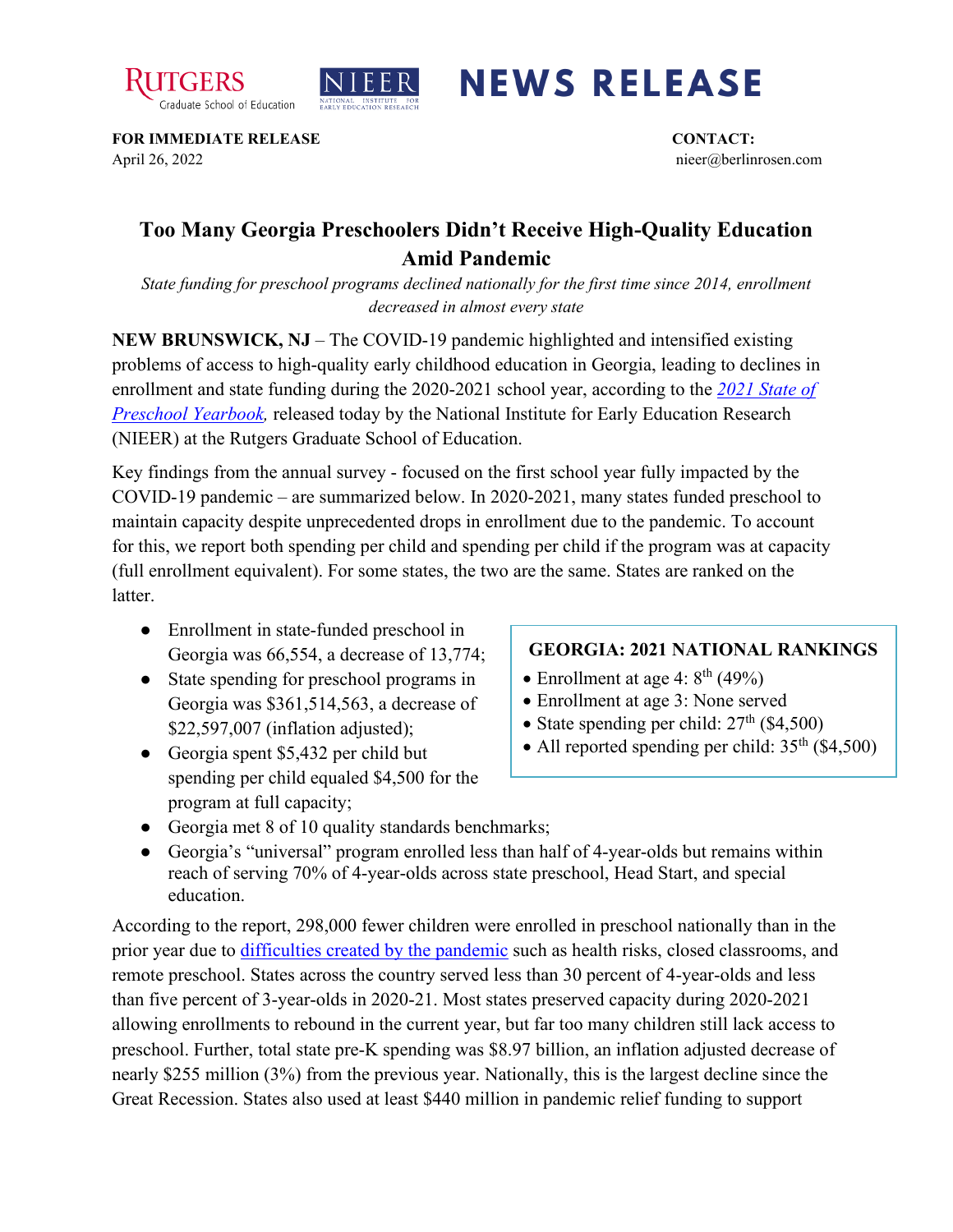RUTGERS Graduate School of Education

NIEER NATIONAL INSTITUTE FOR EARLY EDUCATION RESEARCH

# NEWS RELEASE

**FOR IMMEDIATE RELEASE**
April 26, 2022

**CONTACT:**
nieer@berlinrosen.com

## Too Many Georgia Preschoolers Didn't Receive High-Quality Education Amid Pandemic

*State funding for preschool programs declined nationally for the first time since 2014, enrollment decreased in almost every state*

**NEW BRUNSWICK, NJ** – The COVID-19 pandemic highlighted and intensified existing problems of access to high-quality early childhood education in Georgia, leading to declines in enrollment and state funding during the 2020-2021 school year, according to the *2021 State of Preschool Yearbook,* released today by the National Institute for Early Education Research (NIEER) at the Rutgers Graduate School of Education.

Key findings from the annual survey - focused on the first school year fully impacted by the COVID-19 pandemic – are summarized below. In 2020-2021, many states funded preschool to maintain capacity despite unprecedented drops in enrollment due to the pandemic. To account for this, we report both spending per child and spending per child if the program was at capacity (full enrollment equivalent). For some states, the two are the same. States are ranked on the latter.

- Enrollment in state-funded preschool in Georgia was 66,554, a decrease of 13,774;
- State spending for preschool programs in Georgia was $361,514,563, a decrease of $22,597,007 (inflation adjusted);
- Georgia spent $5,432 per child but spending per child equaled $4,500 for the program at full capacity;
- Georgia met 8 of 10 quality standards benchmarks;
- Georgia's "universal" program enrolled less than half of 4-year-olds but remains within reach of serving 70% of 4-year-olds across state preschool, Head Start, and special education.

**GEORGIA: 2021 NATIONAL RANKINGS**

- Enrollment at age 4: 8th (49%)
- Enrollment at age 3: None served
- State spending per child: 27th ($4,500)
- All reported spending per child: 35th ($4,500)

According to the report, 298,000 fewer children were enrolled in preschool nationally than in the prior year due to difficulties created by the pandemic such as health risks, closed classrooms, and remote preschool. States across the country served less than 30 percent of 4-year-olds and less than five percent of 3-year-olds in 2020-21. Most states preserved capacity during 2020-2021 allowing enrollments to rebound in the current year, but far too many children still lack access to preschool. Further, total state pre-K spending was $8.97 billion, an inflation adjusted decrease of nearly $255 million (3%) from the previous year. Nationally, this is the largest decline since the Great Recession. States also used at least $440 million in pandemic relief funding to support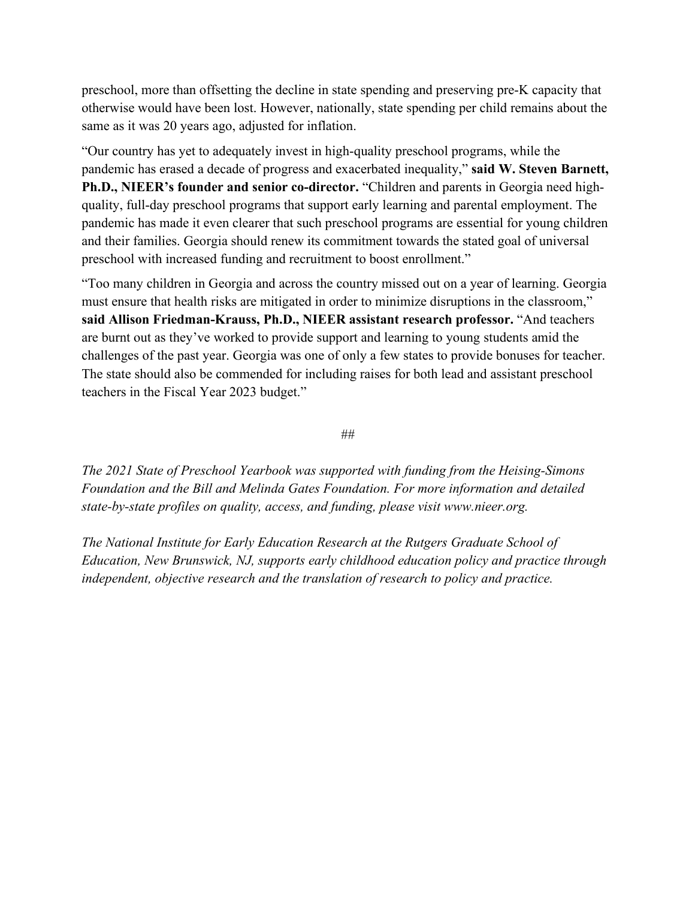preschool, more than offsetting the decline in state spending and preserving pre-K capacity that otherwise would have been lost. However, nationally, state spending per child remains about the same as it was 20 years ago, adjusted for inflation.

"Our country has yet to adequately invest in high-quality preschool programs, while the pandemic has erased a decade of progress and exacerbated inequality," **said W. Steven Barnett, Ph.D., NIEER's founder and senior co-director.** "Children and parents in Georgia need high-quality, full-day preschool programs that support early learning and parental employment. The pandemic has made it even clearer that such preschool programs are essential for young children and their families. Georgia should renew its commitment towards the stated goal of universal preschool with increased funding and recruitment to boost enrollment."

"Too many children in Georgia and across the country missed out on a year of learning. Georgia must ensure that health risks are mitigated in order to minimize disruptions in the classroom," **said Allison Friedman-Krauss, Ph.D., NIEER assistant research professor.** "And teachers are burnt out as they've worked to provide support and learning to young students amid the challenges of the past year. Georgia was one of only a few states to provide bonuses for teacher. The state should also be commended for including raises for both lead and assistant preschool teachers in the Fiscal Year 2023 budget."

##

*The 2021 State of Preschool Yearbook was supported with funding from the Heising-Simons Foundation and the Bill and Melinda Gates Foundation. For more information and detailed state-by-state profiles on quality, access, and funding, please visit www.nieer.org.*

*The National Institute for Early Education Research at the Rutgers Graduate School of Education, New Brunswick, NJ, supports early childhood education policy and practice through independent, objective research and the translation of research to policy and practice.*